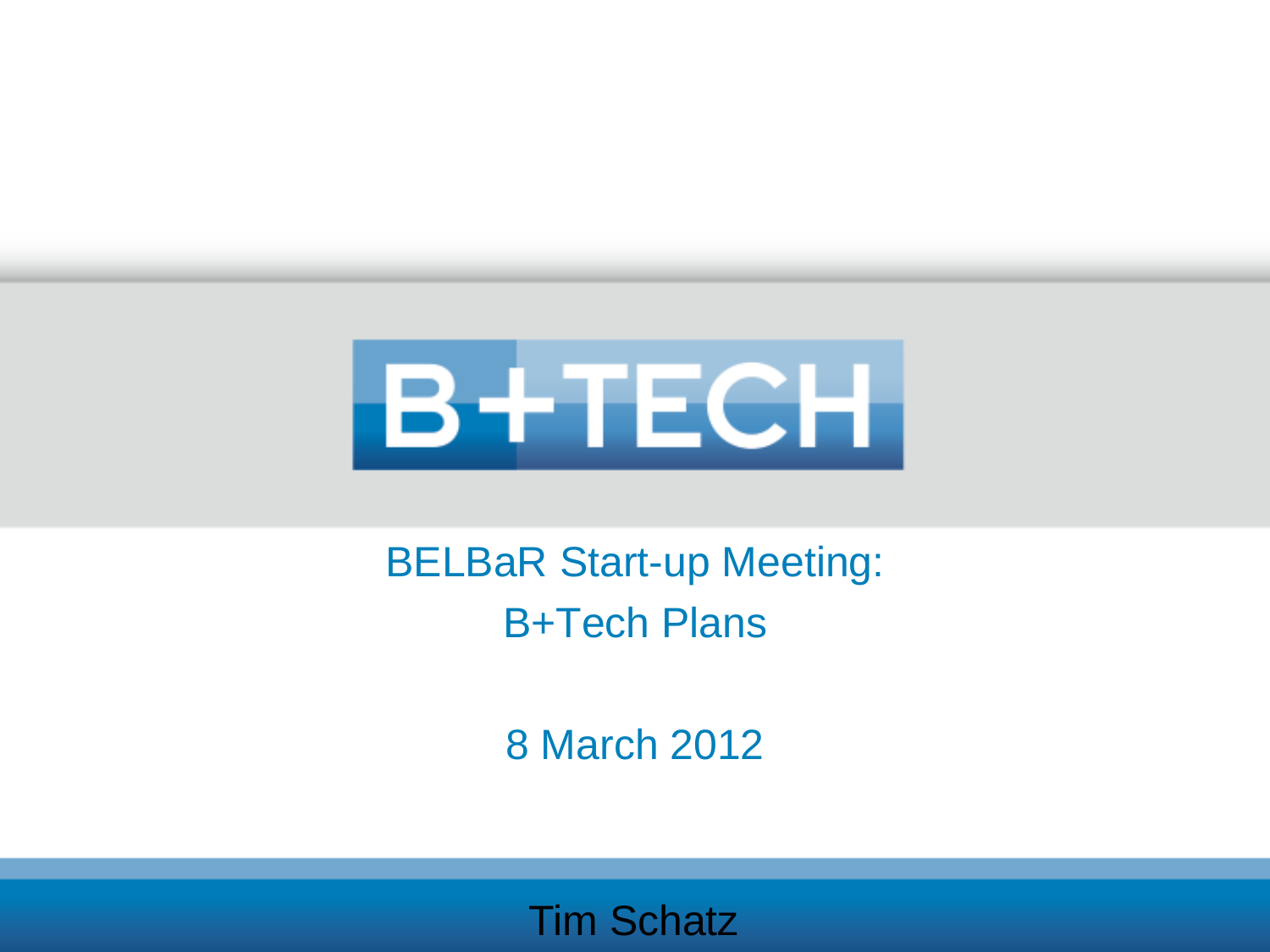B+TECH

# BELBaR Start-up Meeting: B+Tech Plans

8 March 2012

Tim Schatz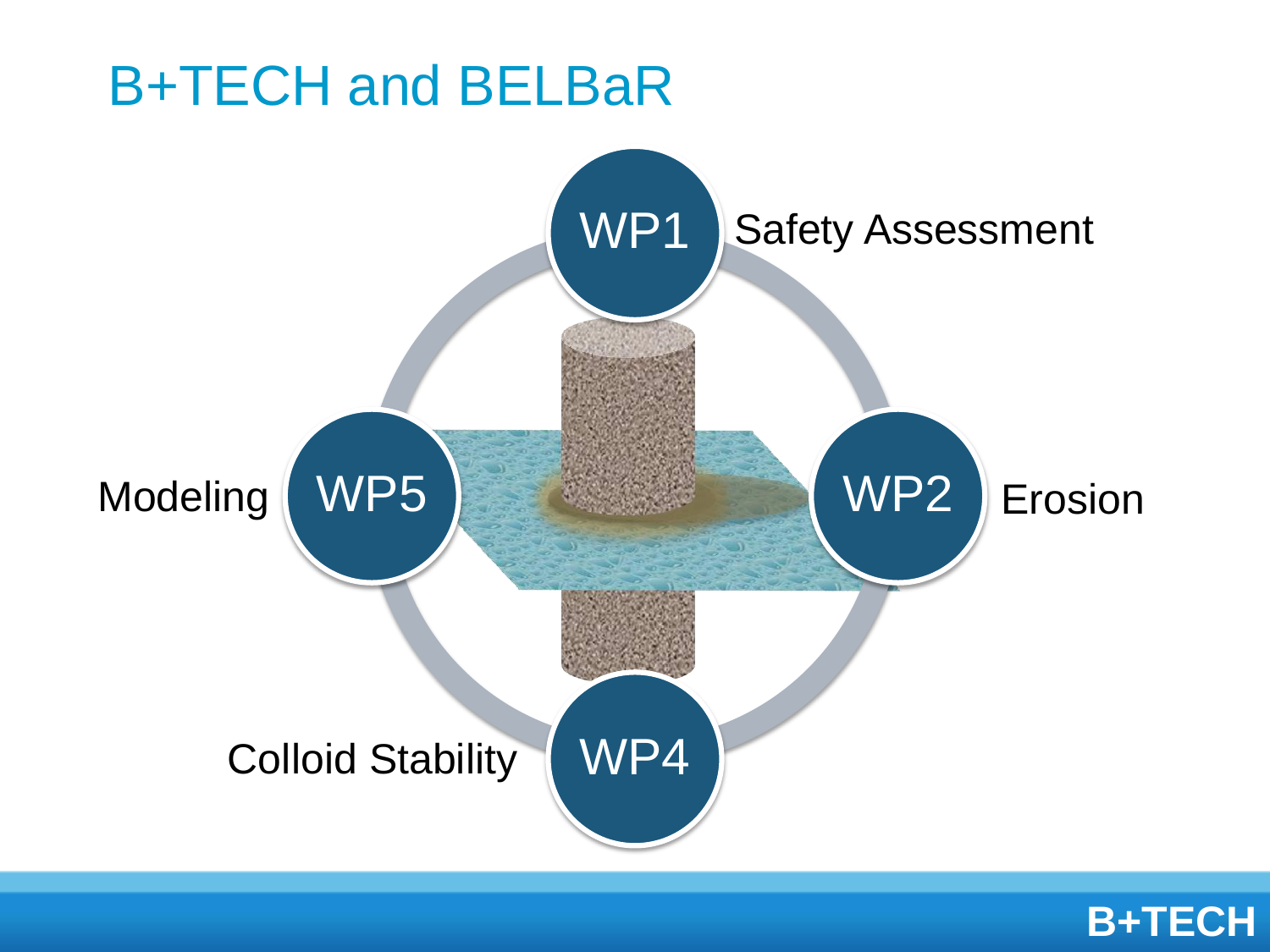# B+TECH and BELBaR

WP1 Safety Assessment

WP2 Erosion

WP4 Colloid Stability

WP5 Modeling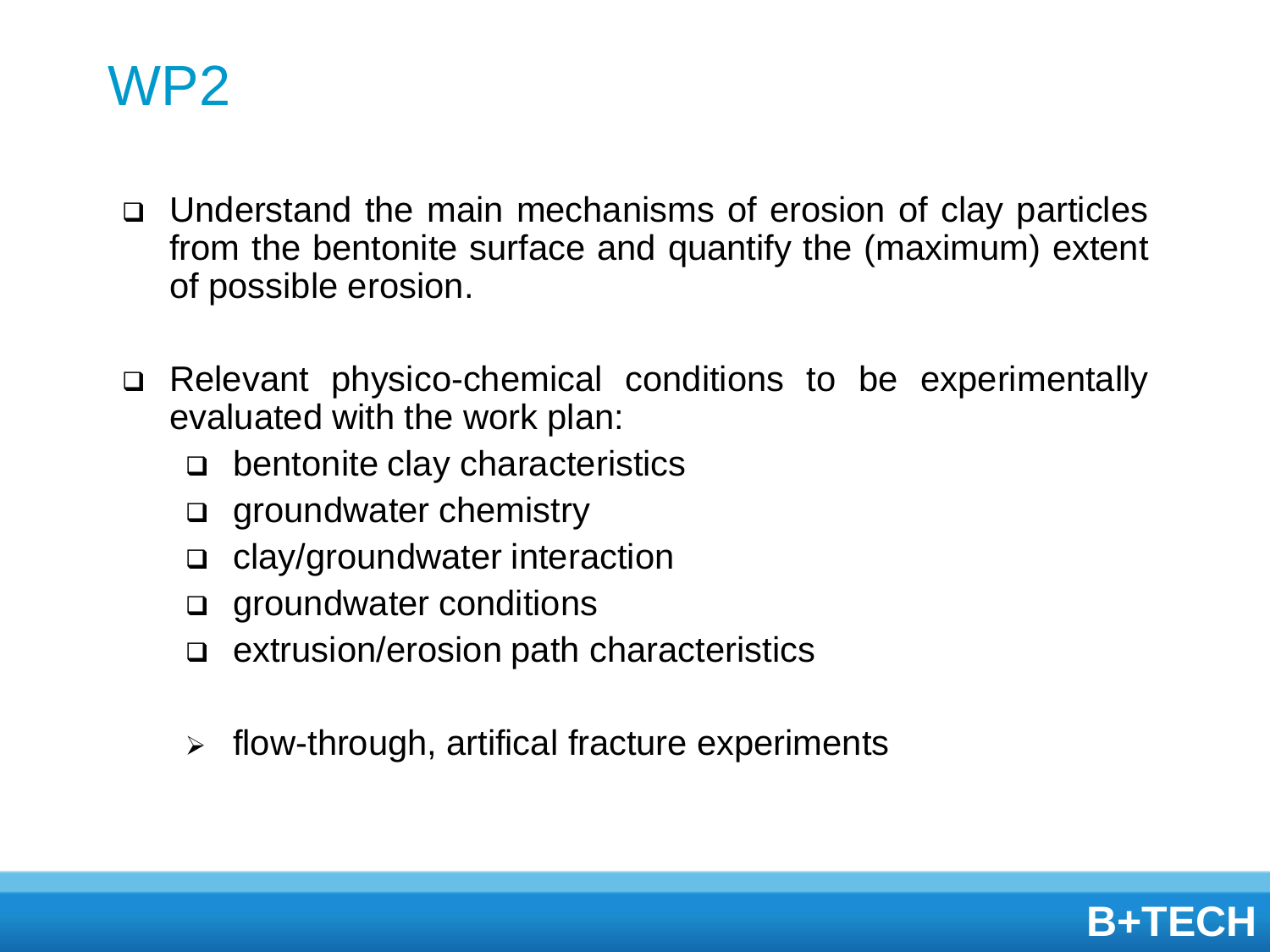# WP2

- Understand the main mechanisms of erosion of clay particles from the bentonite surface and quantify the (maximum) extent of possible erosion.

- Relevant physico-chemical conditions to be experimentally evaluated with the work plan:
  - bentonite clay characteristics
  - groundwater chemistry
  - clay/groundwater interaction
  - groundwater conditions
  - extrusion/erosion path characteristics

  - flow-through, artifical fracture experiments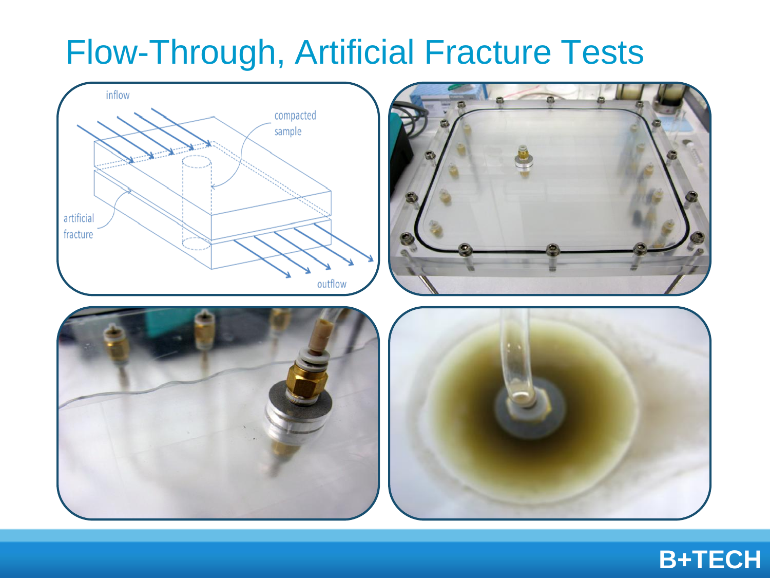# Flow-Through, Artificial Fracture Tests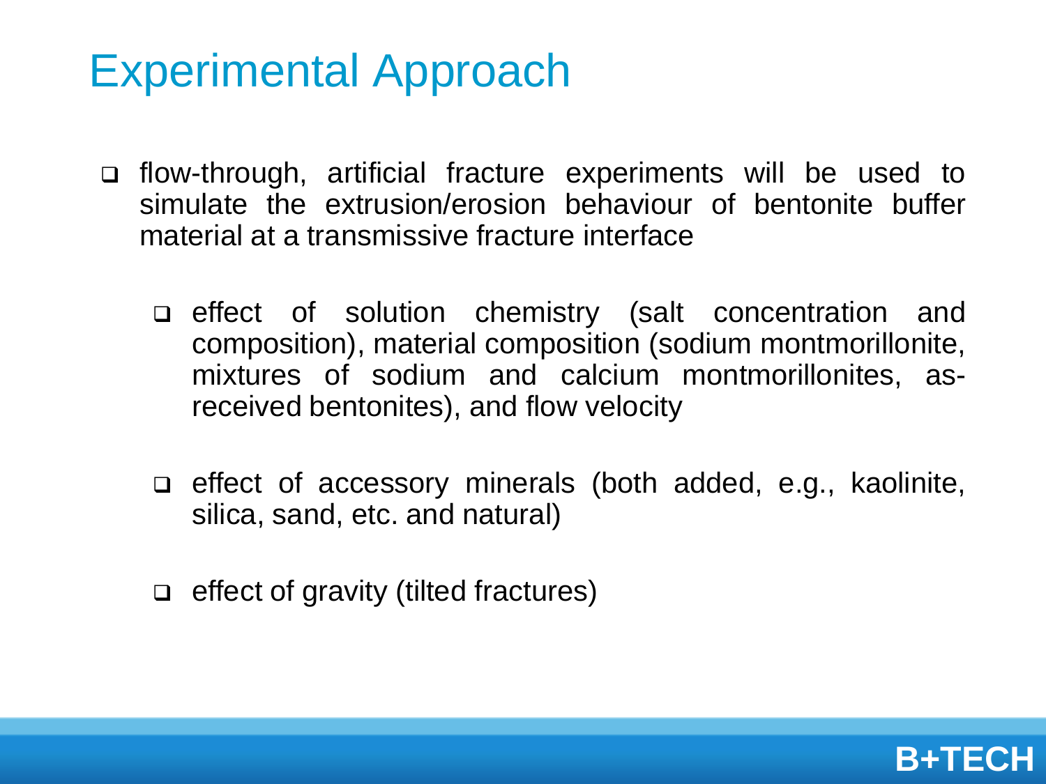# Experimental Approach

- flow-through, artificial fracture experiments will be used to simulate the extrusion/erosion behaviour of bentonite buffer material at a transmissive fracture interface
  - effect of solution chemistry (salt concentration and composition), material composition (sodium montmorillonite, mixtures of sodium and calcium montmorillonites, as-received bentonites), and flow velocity
  - effect of accessory minerals (both added, e.g., kaolinite, silica, sand, etc. and natural)
  - effect of gravity (tilted fractures)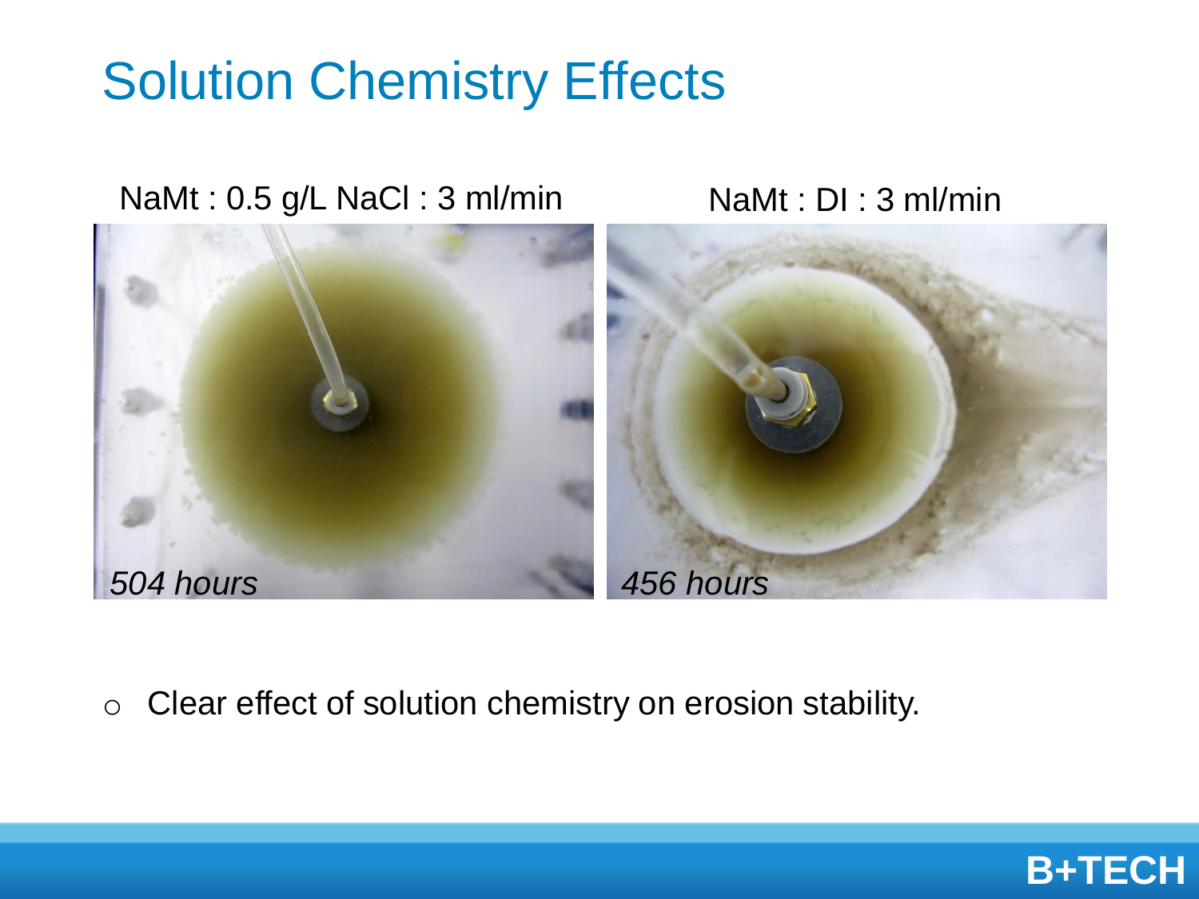# Solution Chemistry Effects

NaMt : 0.5 g/L NaCl : 3 ml/min

*504 hours*

NaMt : DI : 3 ml/min

*456 hours*

- Clear effect of solution chemistry on erosion stability.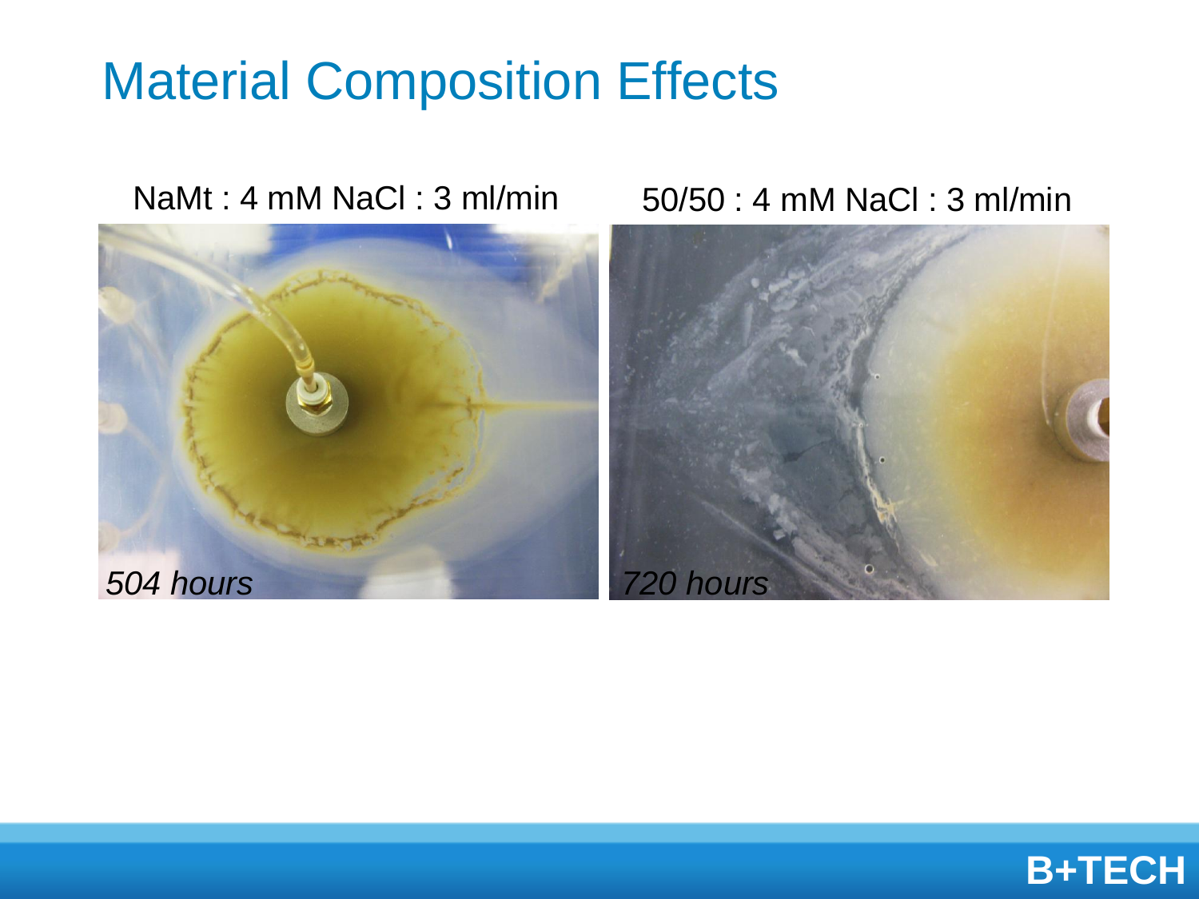# Material Composition Effects

NaMt : 4 mM NaCl : 3 ml/min

*504 hours*

50/50 : 4 mM NaCl : 3 ml/min

*720 hours*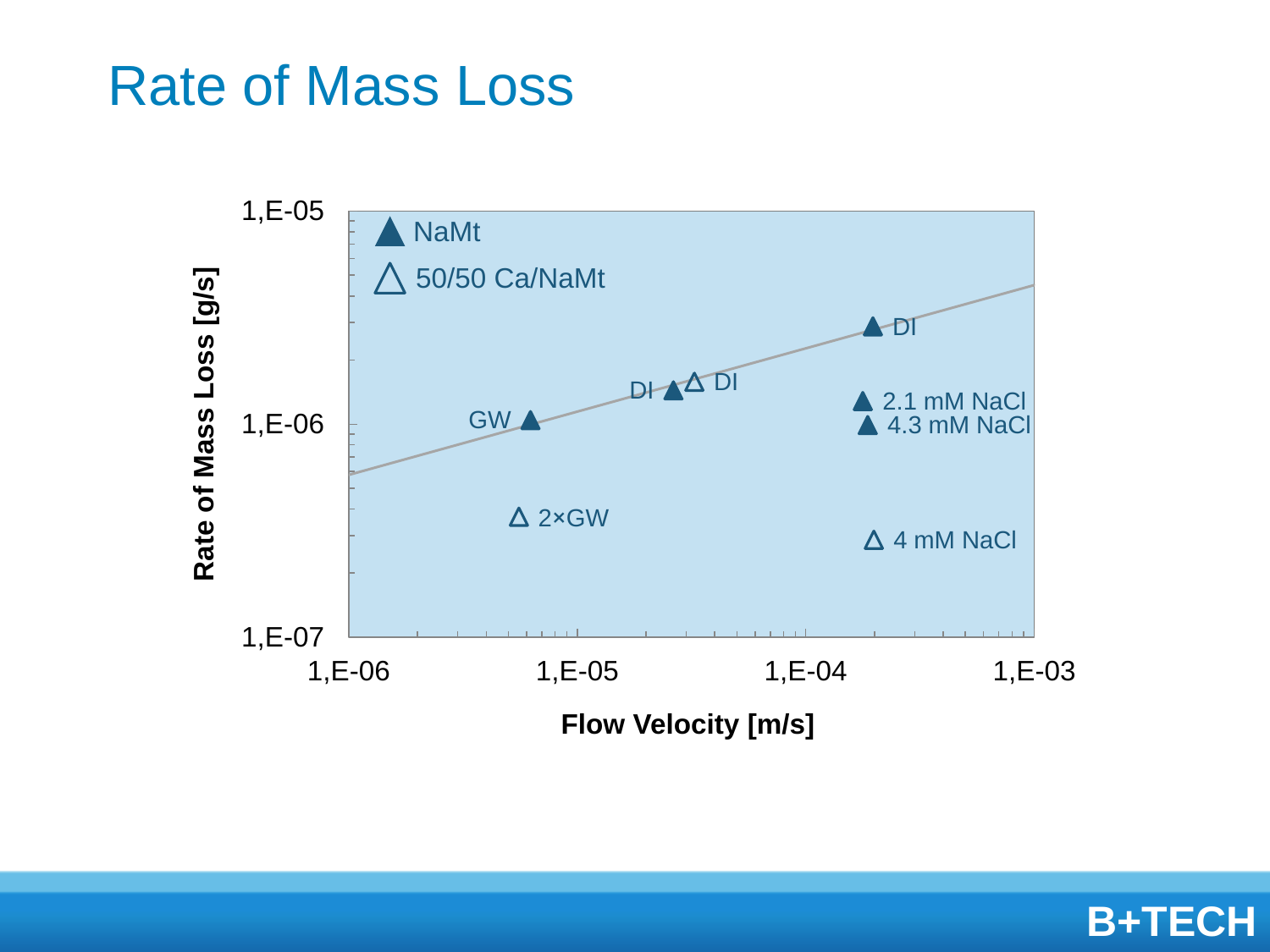# Rate of Mass Loss

Rate of Mass Loss [g/s]

1,E-05

1,E-06

1,E-07

Flow Velocity [m/s]

1,E-06 1,E-05 1,E-04 1,E-03

▲ NaMt

△ 50/50 Ca/NaMt

DI

DI

DI

GW

2.1 mM NaCl

4.3 mM NaCl

2×GW

4 mM NaCl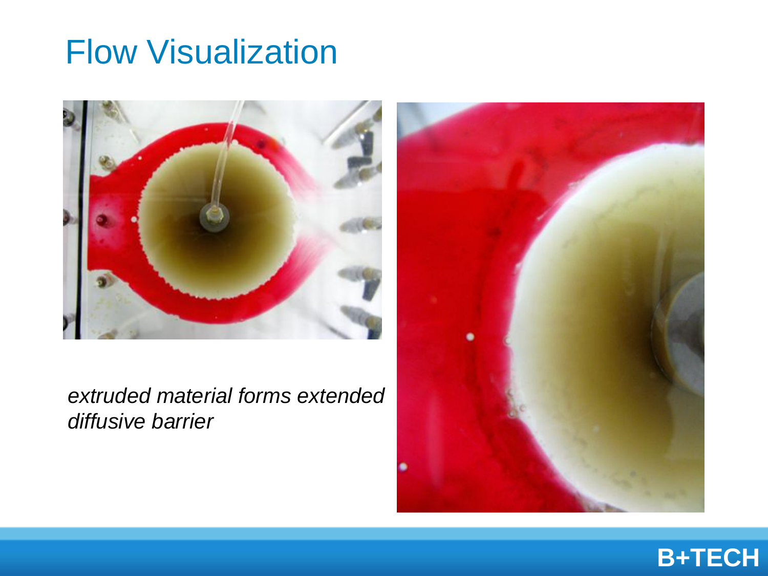# Flow Visualization

*extruded material forms extended diffusive barrier*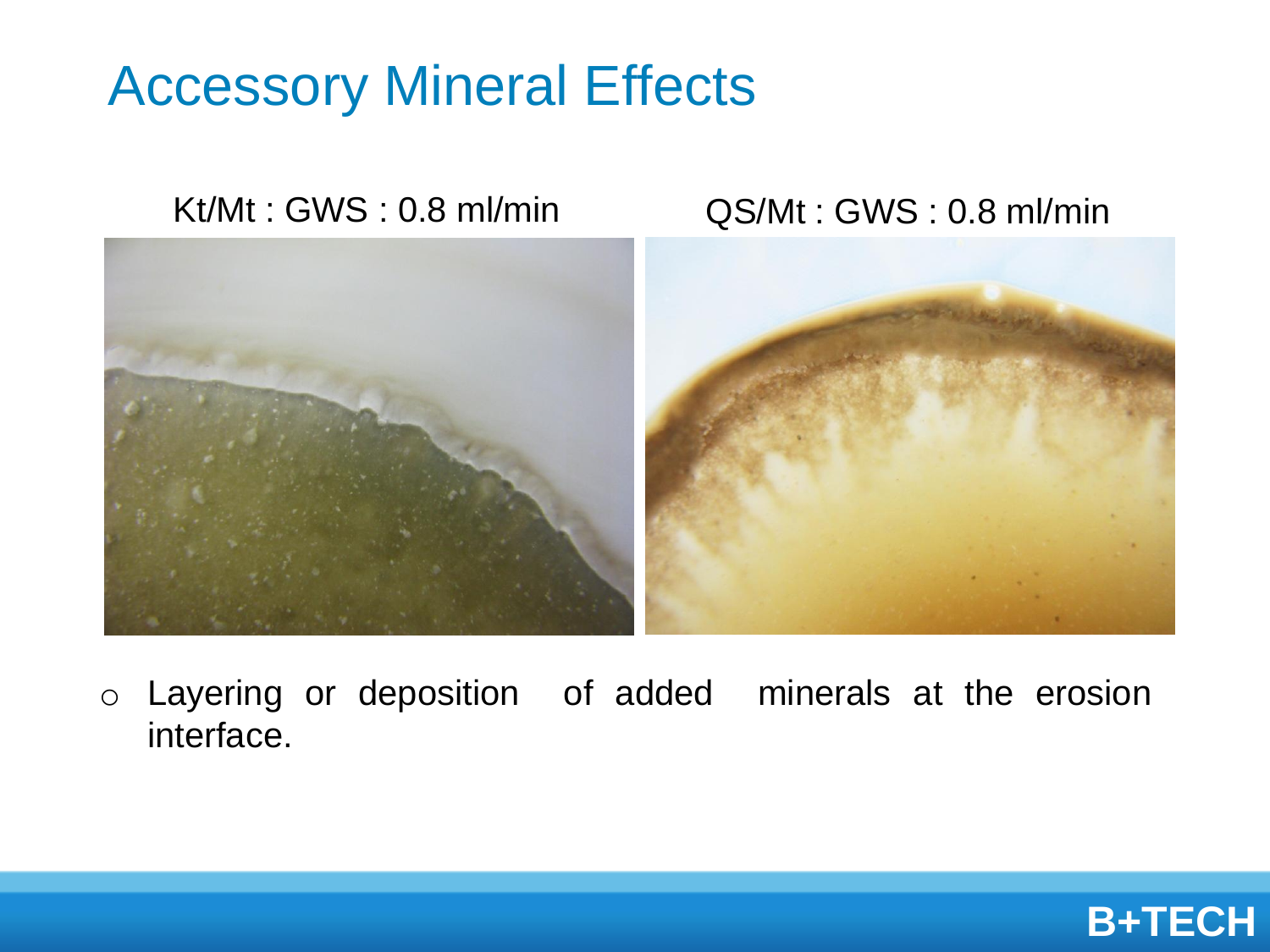# Accessory Mineral Effects

Kt/Mt : GWS : 0.8 ml/min

QS/Mt : GWS : 0.8 ml/min

- Layering or deposition of added minerals at the erosion interface.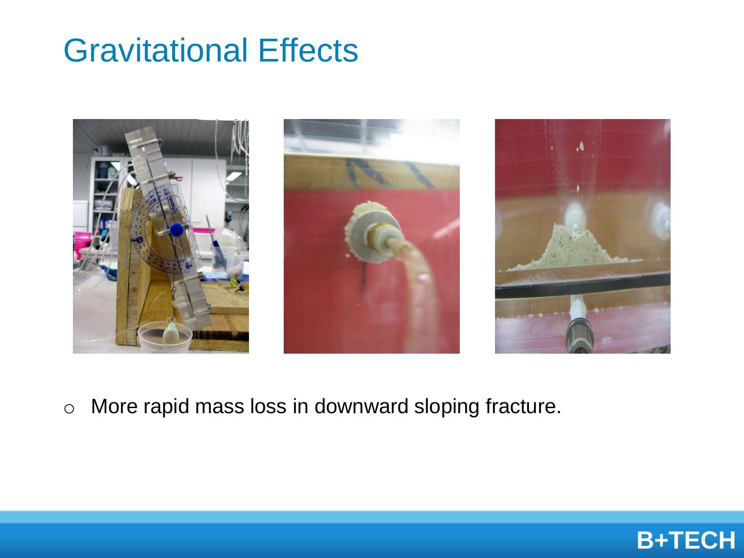# Gravitational Effects

- More rapid mass loss in downward sloping fracture.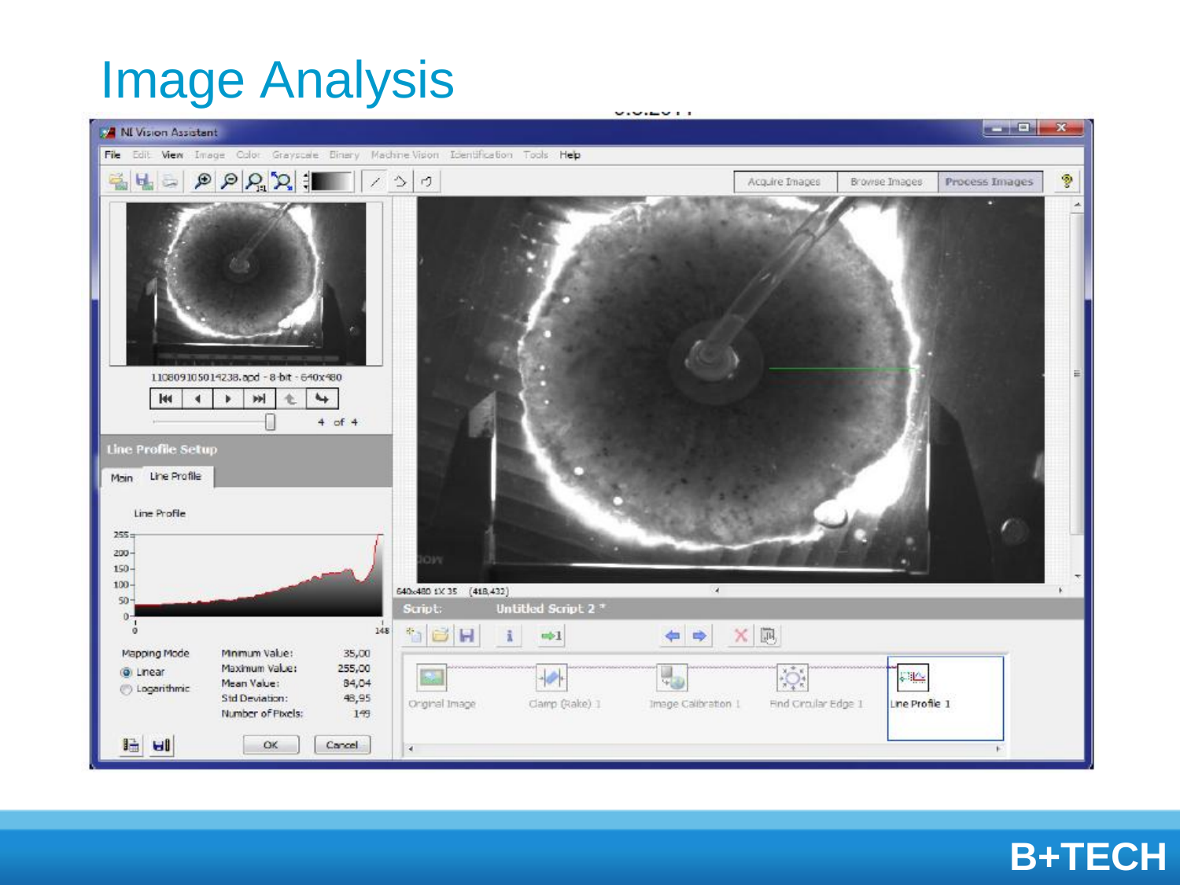# Image Analysis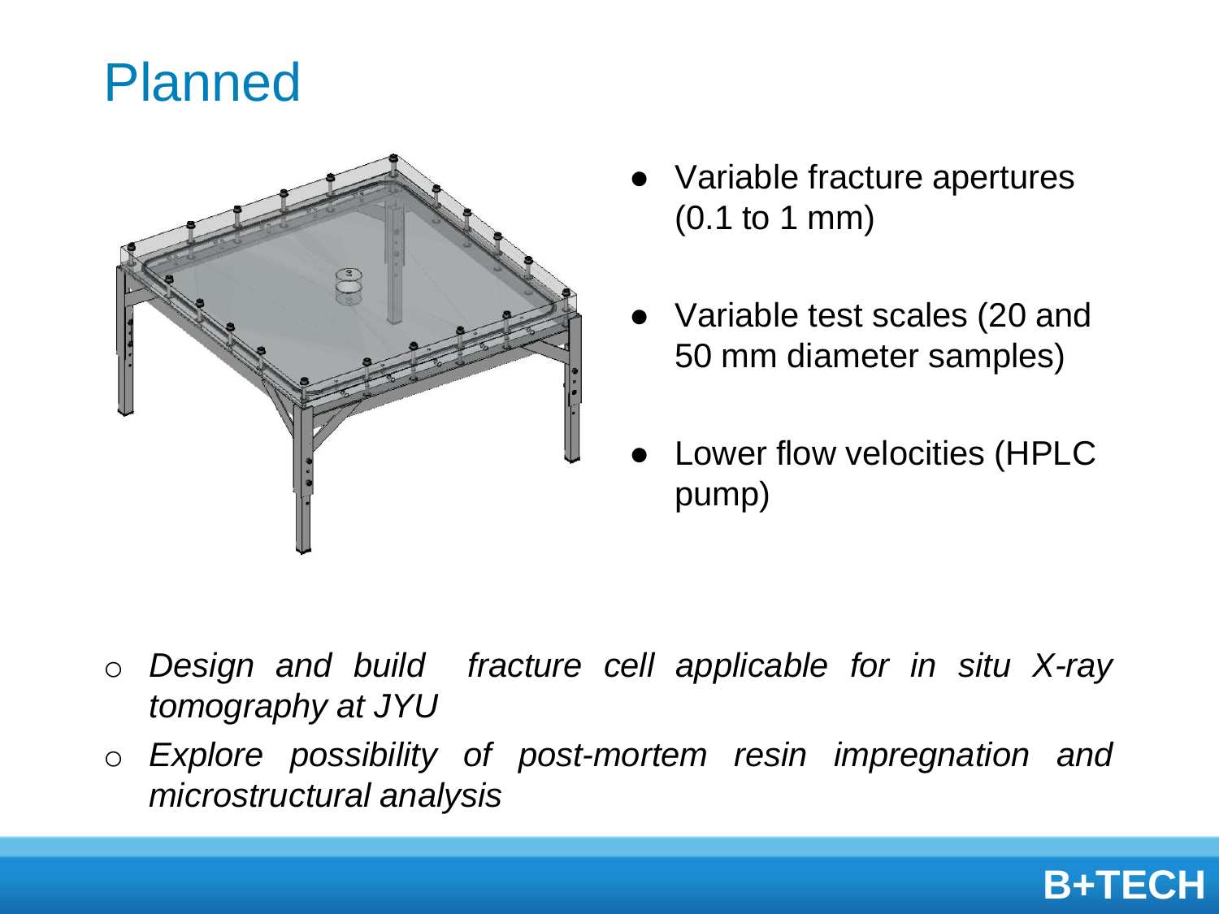# Planned

- Variable fracture apertures (0.1 to 1 mm)
- Variable test scales (20 and 50 mm diameter samples)
- Lower flow velocities (HPLC pump)

- *Design and build fracture cell applicable for in situ X-ray tomography at JYU*
- *Explore possibility of post-mortem resin impregnation and microstructural analysis*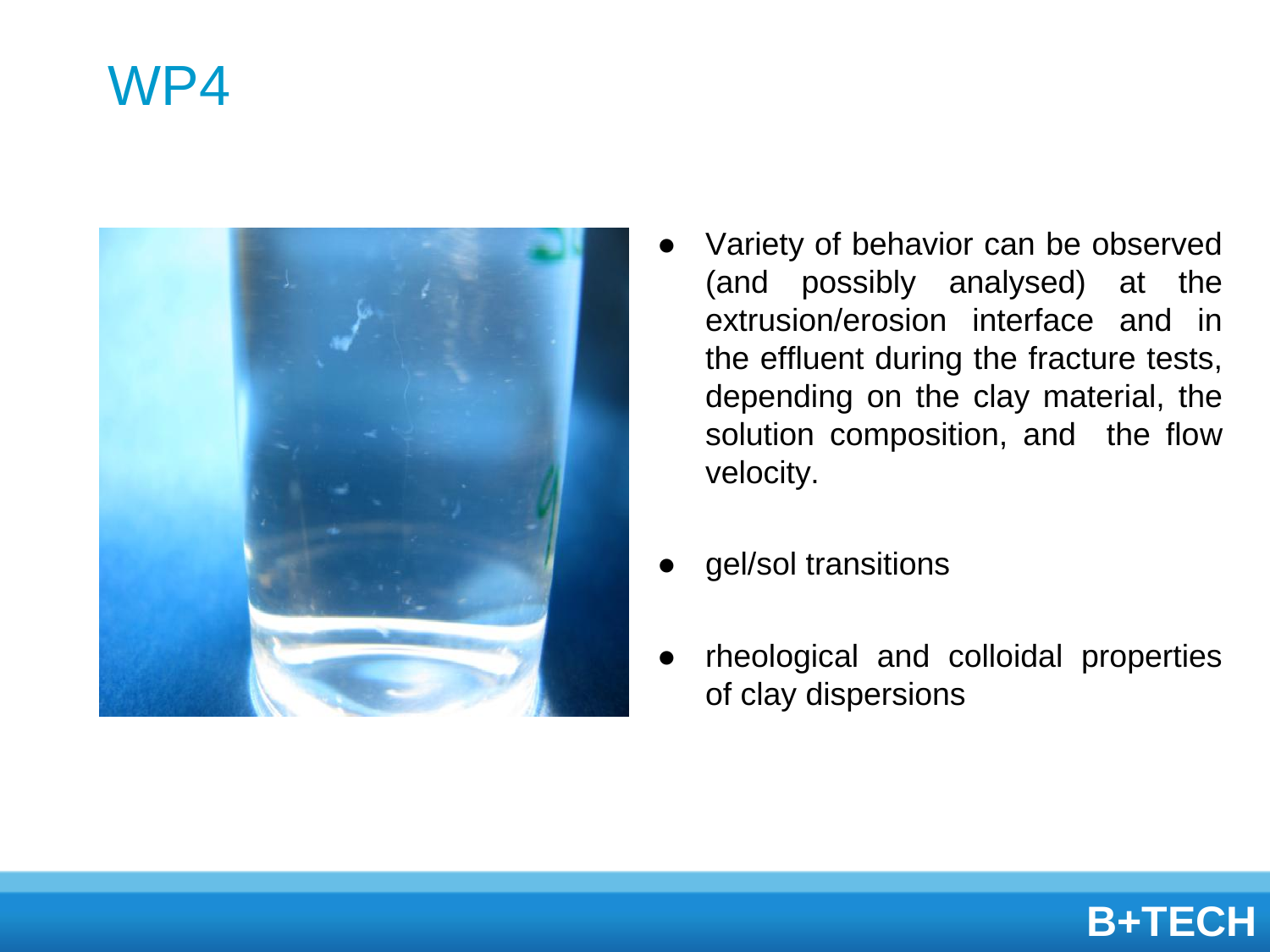# WP4

- Variety of behavior can be observed (and possibly analysed) at the extrusion/erosion interface and in the effluent during the fracture tests, depending on the clay material, the solution composition, and the flow velocity.
- gel/sol transitions
- rheological and colloidal properties of clay dispersions